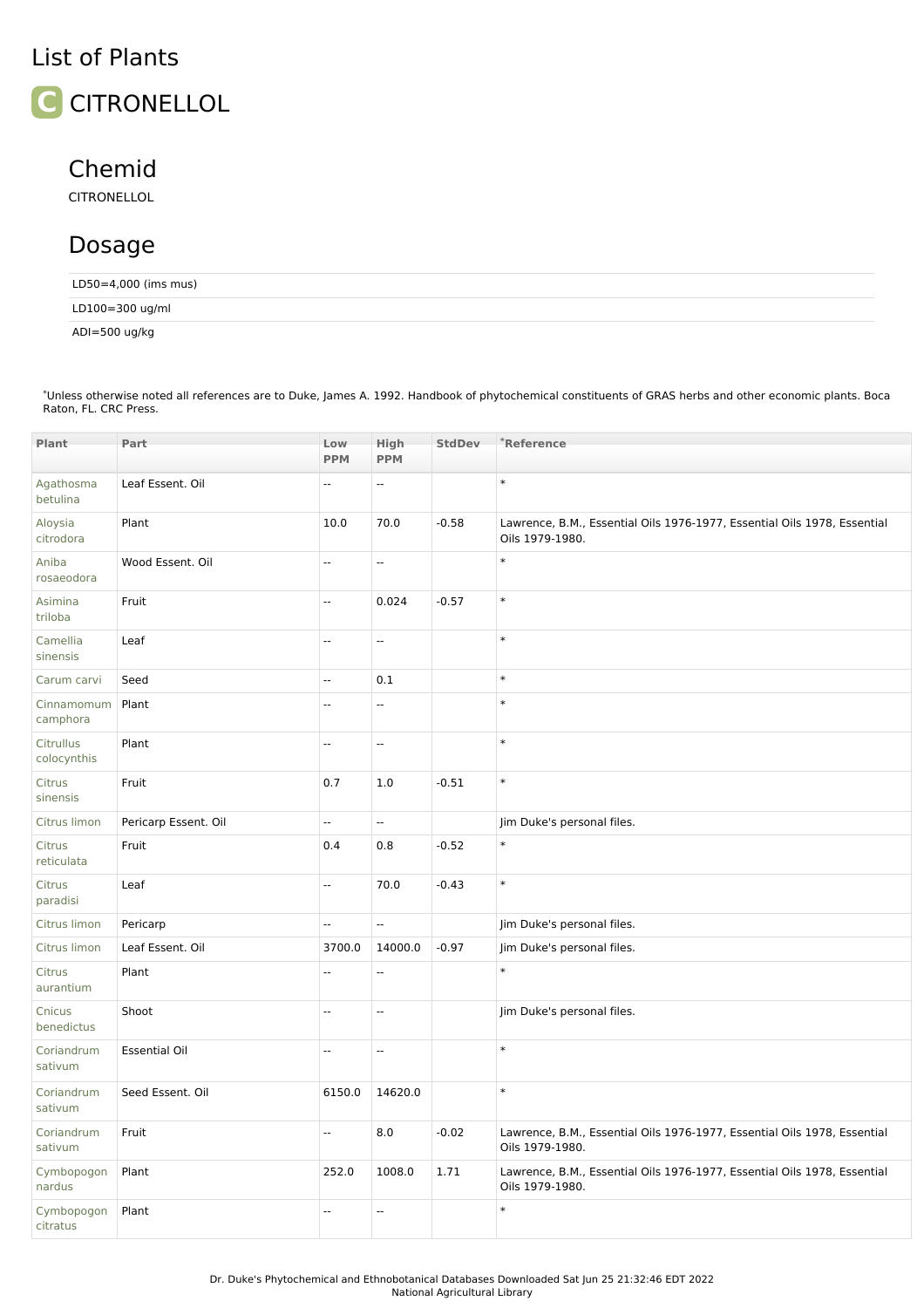# List of Plants

## C CITRONELLOL

### Chemid

CITRONELLOL

### Dosage

LD50=4,000 (ims mus)

LD100=300 ug/ml

ADI=500 ug/kg

*Unless otherwise noted all references are to Duke, James A. 1992. Handbook of phytochemical constituents of GRAS herbs and other economic plants. Boca Raton, FL. CRC Press.

| Plant | Part | Low PPM | High PPM | StdDev | *Reference |
|---|---|---|---|---|---|
| Agathosma betulina | Leaf Essent. Oil | -- | -- | | * |
| Aloysia citrodora | Plant | 10.0 | 70.0 | -0.58 | Lawrence, B.M., Essential Oils 1976-1977, Essential Oils 1978, Essential Oils 1979-1980. |
| Aniba rosaeodora | Wood Essent. Oil | -- | -- | | * |
| Asimina triloba | Fruit | -- | 0.024 | -0.57 | * |
| Camellia sinensis | Leaf | -- | -- | | * |
| Carum carvi | Seed | -- | 0.1 | | * |
| Cinnamomum camphora | Plant | -- | -- | | * |
| Citrullus colocynthis | Plant | -- | -- | | * |
| Citrus sinensis | Fruit | 0.7 | 1.0 | -0.51 | * |
| Citrus limon | Pericarp Essent. Oil | -- | -- | | Jim Duke's personal files. |
| Citrus reticulata | Fruit | 0.4 | 0.8 | -0.52 | * |
| Citrus paradisi | Leaf | -- | 70.0 | -0.43 | * |
| Citrus limon | Pericarp | -- | -- | | Jim Duke's personal files. |
| Citrus limon | Leaf Essent. Oil | 3700.0 | 14000.0 | -0.97 | Jim Duke's personal files. |
| Citrus aurantium | Plant | -- | -- | | * |
| Cnicus benedictus | Shoot | -- | -- | | Jim Duke's personal files. |
| Coriandrum sativum | Essential Oil | -- | -- | | * |
| Coriandrum sativum | Seed Essent. Oil | 6150.0 | 14620.0 | | * |
| Coriandrum sativum | Fruit | -- | 8.0 | -0.02 | Lawrence, B.M., Essential Oils 1976-1977, Essential Oils 1978, Essential Oils 1979-1980. |
| Cymbopogon nardus | Plant | 252.0 | 1008.0 | 1.71 | Lawrence, B.M., Essential Oils 1976-1977, Essential Oils 1978, Essential Oils 1979-1980. |
| Cymbopogon citratus | Plant | -- | -- | | * |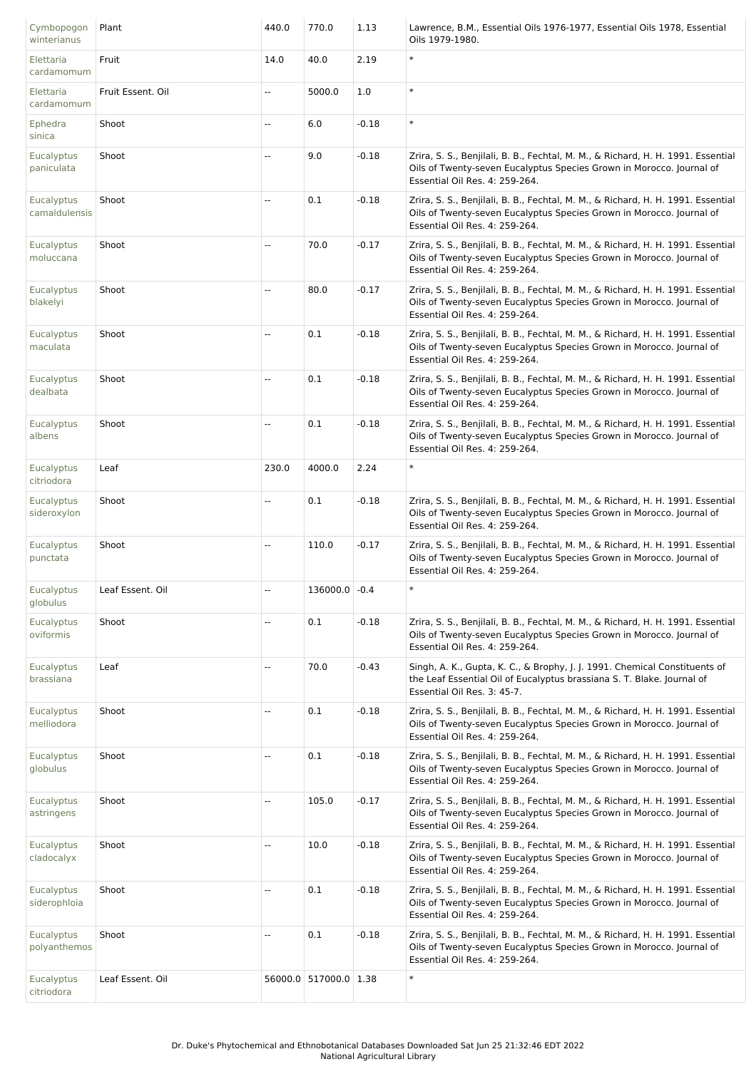| Cymbopogon winterianus | Plant | 440.0 | 770.0 | 1.13 | Lawrence, B.M., Essential Oils 1976-1977, Essential Oils 1978, Essential Oils 1979-1980. |
|---|---|---|---|---|---|
| Elettaria cardamomum | Fruit | 14.0 | 40.0 | 2.19 | * |
| Elettaria cardamomum | Fruit Essent. Oil | -- | 5000.0 | 1.0 | * |
| Ephedra sinica | Shoot | -- | 6.0 | -0.18 | * |
| Eucalyptus paniculata | Shoot | -- | 9.0 | -0.18 | Zrira, S. S., Benjilali, B. B., Fechtal, M. M., & Richard, H. H. 1991. Essential Oils of Twenty-seven Eucalyptus Species Grown in Morocco. Journal of Essential Oil Res. 4: 259-264. |
| Eucalyptus camaldulensis | Shoot | -- | 0.1 | -0.18 | Zrira, S. S., Benjilali, B. B., Fechtal, M. M., & Richard, H. H. 1991. Essential Oils of Twenty-seven Eucalyptus Species Grown in Morocco. Journal of Essential Oil Res. 4: 259-264. |
| Eucalyptus moluccana | Shoot | -- | 70.0 | -0.17 | Zrira, S. S., Benjilali, B. B., Fechtal, M. M., & Richard, H. H. 1991. Essential Oils of Twenty-seven Eucalyptus Species Grown in Morocco. Journal of Essential Oil Res. 4: 259-264. |
| Eucalyptus blakelyi | Shoot | -- | 80.0 | -0.17 | Zrira, S. S., Benjilali, B. B., Fechtal, M. M., & Richard, H. H. 1991. Essential Oils of Twenty-seven Eucalyptus Species Grown in Morocco. Journal of Essential Oil Res. 4: 259-264. |
| Eucalyptus maculata | Shoot | -- | 0.1 | -0.18 | Zrira, S. S., Benjilali, B. B., Fechtal, M. M., & Richard, H. H. 1991. Essential Oils of Twenty-seven Eucalyptus Species Grown in Morocco. Journal of Essential Oil Res. 4: 259-264. |
| Eucalyptus dealbata | Shoot | -- | 0.1 | -0.18 | Zrira, S. S., Benjilali, B. B., Fechtal, M. M., & Richard, H. H. 1991. Essential Oils of Twenty-seven Eucalyptus Species Grown in Morocco. Journal of Essential Oil Res. 4: 259-264. |
| Eucalyptus albens | Shoot | -- | 0.1 | -0.18 | Zrira, S. S., Benjilali, B. B., Fechtal, M. M., & Richard, H. H. 1991. Essential Oils of Twenty-seven Eucalyptus Species Grown in Morocco. Journal of Essential Oil Res. 4: 259-264. |
| Eucalyptus citriodora | Leaf | 230.0 | 4000.0 | 2.24 | * |
| Eucalyptus sideroxylon | Shoot | -- | 0.1 | -0.18 | Zrira, S. S., Benjilali, B. B., Fechtal, M. M., & Richard, H. H. 1991. Essential Oils of Twenty-seven Eucalyptus Species Grown in Morocco. Journal of Essential Oil Res. 4: 259-264. |
| Eucalyptus punctata | Shoot | -- | 110.0 | -0.17 | Zrira, S. S., Benjilali, B. B., Fechtal, M. M., & Richard, H. H. 1991. Essential Oils of Twenty-seven Eucalyptus Species Grown in Morocco. Journal of Essential Oil Res. 4: 259-264. |
| Eucalyptus globulus | Leaf Essent. Oil | -- | 136000.0 | -0.4 | * |
| Eucalyptus oviformis | Shoot | -- | 0.1 | -0.18 | Zrira, S. S., Benjilali, B. B., Fechtal, M. M., & Richard, H. H. 1991. Essential Oils of Twenty-seven Eucalyptus Species Grown in Morocco. Journal of Essential Oil Res. 4: 259-264. |
| Eucalyptus brassiana | Leaf | -- | 70.0 | -0.43 | Singh, A. K., Gupta, K. C., & Brophy, J. J. 1991. Chemical Constituents of the Leaf Essential Oil of Eucalyptus brassiana S. T. Blake. Journal of Essential Oil Res. 3: 45-7. |
| Eucalyptus melliodora | Shoot | -- | 0.1 | -0.18 | Zrira, S. S., Benjilali, B. B., Fechtal, M. M., & Richard, H. H. 1991. Essential Oils of Twenty-seven Eucalyptus Species Grown in Morocco. Journal of Essential Oil Res. 4: 259-264. |
| Eucalyptus globulus | Shoot | -- | 0.1 | -0.18 | Zrira, S. S., Benjilali, B. B., Fechtal, M. M., & Richard, H. H. 1991. Essential Oils of Twenty-seven Eucalyptus Species Grown in Morocco. Journal of Essential Oil Res. 4: 259-264. |
| Eucalyptus astringens | Shoot | -- | 105.0 | -0.17 | Zrira, S. S., Benjilali, B. B., Fechtal, M. M., & Richard, H. H. 1991. Essential Oils of Twenty-seven Eucalyptus Species Grown in Morocco. Journal of Essential Oil Res. 4: 259-264. |
| Eucalyptus cladocalyx | Shoot | -- | 10.0 | -0.18 | Zrira, S. S., Benjilali, B. B., Fechtal, M. M., & Richard, H. H. 1991. Essential Oils of Twenty-seven Eucalyptus Species Grown in Morocco. Journal of Essential Oil Res. 4: 259-264. |
| Eucalyptus siderophloia | Shoot | -- | 0.1 | -0.18 | Zrira, S. S., Benjilali, B. B., Fechtal, M. M., & Richard, H. H. 1991. Essential Oils of Twenty-seven Eucalyptus Species Grown in Morocco. Journal of Essential Oil Res. 4: 259-264. |
| Eucalyptus polyanthemos | Shoot | -- | 0.1 | -0.18 | Zrira, S. S., Benjilali, B. B., Fechtal, M. M., & Richard, H. H. 1991. Essential Oils of Twenty-seven Eucalyptus Species Grown in Morocco. Journal of Essential Oil Res. 4: 259-264. |
| Eucalyptus citriodora | Leaf Essent. Oil | 56000.0 | 517000.0 | 1.38 | * |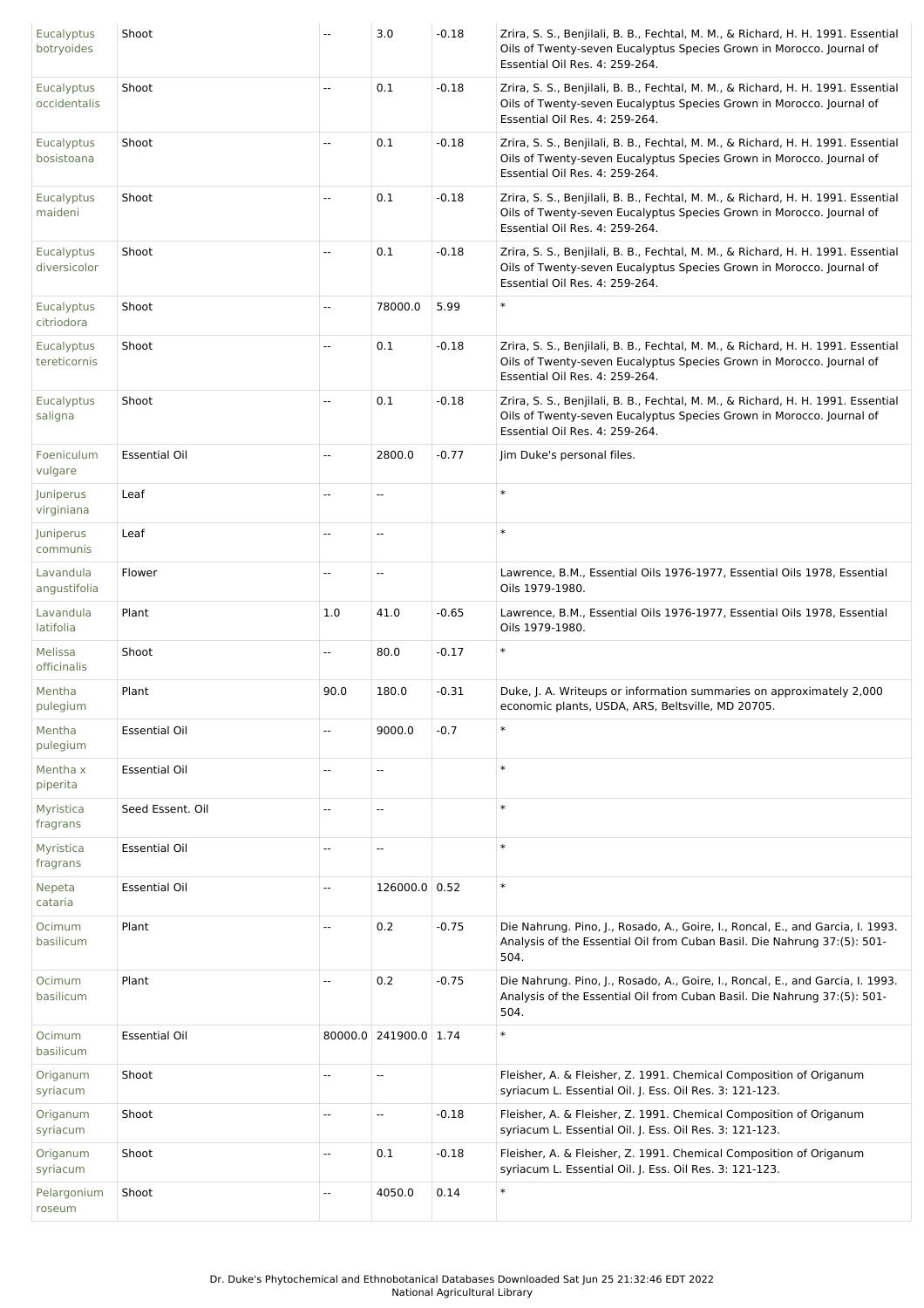| | | | | | |
|---|---|---|---|---|---|
| Eucalyptus botryoides | Shoot | -- | 3.0 | -0.18 | Zrira, S. S., Benjilali, B. B., Fechtal, M. M., & Richard, H. H. 1991. Essential Oils of Twenty-seven Eucalyptus Species Grown in Morocco. Journal of Essential Oil Res. 4: 259-264. |
| Eucalyptus occidentalis | Shoot | -- | 0.1 | -0.18 | Zrira, S. S., Benjilali, B. B., Fechtal, M. M., & Richard, H. H. 1991. Essential Oils of Twenty-seven Eucalyptus Species Grown in Morocco. Journal of Essential Oil Res. 4: 259-264. |
| Eucalyptus bosistoana | Shoot | -- | 0.1 | -0.18 | Zrira, S. S., Benjilali, B. B., Fechtal, M. M., & Richard, H. H. 1991. Essential Oils of Twenty-seven Eucalyptus Species Grown in Morocco. Journal of Essential Oil Res. 4: 259-264. |
| Eucalyptus maideni | Shoot | -- | 0.1 | -0.18 | Zrira, S. S., Benjilali, B. B., Fechtal, M. M., & Richard, H. H. 1991. Essential Oils of Twenty-seven Eucalyptus Species Grown in Morocco. Journal of Essential Oil Res. 4: 259-264. |
| Eucalyptus diversicolor | Shoot | -- | 0.1 | -0.18 | Zrira, S. S., Benjilali, B. B., Fechtal, M. M., & Richard, H. H. 1991. Essential Oils of Twenty-seven Eucalyptus Species Grown in Morocco. Journal of Essential Oil Res. 4: 259-264. |
| Eucalyptus citriodora | Shoot | -- | 78000.0 | 5.99 | * |
| Eucalyptus tereticornis | Shoot | -- | 0.1 | -0.18 | Zrira, S. S., Benjilali, B. B., Fechtal, M. M., & Richard, H. H. 1991. Essential Oils of Twenty-seven Eucalyptus Species Grown in Morocco. Journal of Essential Oil Res. 4: 259-264. |
| Eucalyptus saligna | Shoot | -- | 0.1 | -0.18 | Zrira, S. S., Benjilali, B. B., Fechtal, M. M., & Richard, H. H. 1991. Essential Oils of Twenty-seven Eucalyptus Species Grown in Morocco. Journal of Essential Oil Res. 4: 259-264. |
| Foeniculum vulgare | Essential Oil | -- | 2800.0 | -0.77 | Jim Duke's personal files. |
| Juniperus virginiana | Leaf | -- | -- | | * |
| Juniperus communis | Leaf | -- | -- | | * |
| Lavandula angustifolia | Flower | -- | -- | | Lawrence, B.M., Essential Oils 1976-1977, Essential Oils 1978, Essential Oils 1979-1980. |
| Lavandula latifolia | Plant | 1.0 | 41.0 | -0.65 | Lawrence, B.M., Essential Oils 1976-1977, Essential Oils 1978, Essential Oils 1979-1980. |
| Melissa officinalis | Shoot | -- | 80.0 | -0.17 | * |
| Mentha pulegium | Plant | 90.0 | 180.0 | -0.31 | Duke, J. A. Writeups or information summaries on approximately 2,000 economic plants, USDA, ARS, Beltsville, MD 20705. |
| Mentha pulegium | Essential Oil | -- | 9000.0 | -0.7 | * |
| Mentha x piperita | Essential Oil | -- | -- | | * |
| Myristica fragrans | Seed Essent. Oil | -- | -- | | * |
| Myristica fragrans | Essential Oil | -- | -- | | * |
| Nepeta cataria | Essential Oil | -- | 126000.0 | 0.52 | * |
| Ocimum basilicum | Plant | -- | 0.2 | -0.75 | Die Nahrung. Pino, J., Rosado, A., Goire, I., Roncal, E., and Garcia, I. 1993. Analysis of the Essential Oil from Cuban Basil. Die Nahrung 37:(5): 501-504. |
| Ocimum basilicum | Plant | -- | 0.2 | -0.75 | Die Nahrung. Pino, J., Rosado, A., Goire, I., Roncal, E., and Garcia, I. 1993. Analysis of the Essential Oil from Cuban Basil. Die Nahrung 37:(5): 501-504. |
| Ocimum basilicum | Essential Oil | 80000.0 | 241900.0 | 1.74 | * |
| Origanum syriacum | Shoot | -- | -- | | Fleisher, A. & Fleisher, Z. 1991. Chemical Composition of Origanum syriacum L. Essential Oil. J. Ess. Oil Res. 3: 121-123. |
| Origanum syriacum | Shoot | -- | -- | -0.18 | Fleisher, A. & Fleisher, Z. 1991. Chemical Composition of Origanum syriacum L. Essential Oil. J. Ess. Oil Res. 3: 121-123. |
| Origanum syriacum | Shoot | -- | 0.1 | -0.18 | Fleisher, A. & Fleisher, Z. 1991. Chemical Composition of Origanum syriacum L. Essential Oil. J. Ess. Oil Res. 3: 121-123. |
| Pelargonium roseum | Shoot | -- | 4050.0 | 0.14 | * |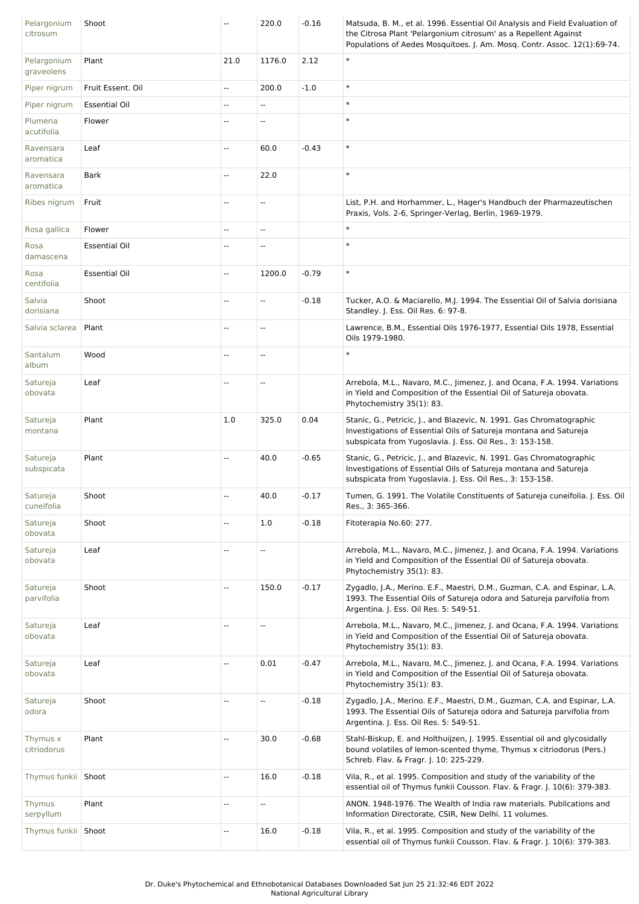| Pelargonium citrosum | Shoot | -- | 220.0 | -0.16 | Matsuda, B. M., et al. 1996. Essential Oil Analysis and Field Evaluation of the Citrosa Plant 'Pelargonium citrosum' as a Repellent Against Populations of Aedes Mosquitoes. J. Am. Mosq. Contr. Assoc. 12(1):69-74. |
|---|---|---|---|---|---|
| Pelargonium graveolens | Plant | 21.0 | 1176.0 | 2.12 | * |
| Piper nigrum | Fruit Essent. Oil | -- | 200.0 | -1.0 | * |
| Piper nigrum | Essential Oil | -- | -- | | * |
| Plumeria acutifolia | Flower | -- | -- | | * |
| Ravensara aromatica | Leaf | -- | 60.0 | -0.43 | * |
| Ravensara aromatica | Bark | -- | 22.0 | | * |
| Ribes nigrum | Fruit | -- | -- | | List, P.H. and Horhammer, L., Hager's Handbuch der Pharmazeutischen Praxis, Vols. 2-6, Springer-Verlag, Berlin, 1969-1979. |
| Rosa gallica | Flower | -- | -- | | * |
| Rosa damascena | Essential Oil | -- | -- | | * |
| Rosa centifolia | Essential Oil | -- | 1200.0 | -0.79 | * |
| Salvia dorisiana | Shoot | -- | -- | -0.18 | Tucker, A.O. & Maciarello, M.J. 1994. The Essential Oil of Salvia dorisiana Standley. J. Ess. Oil Res. 6: 97-8. |
| Salvia sclarea | Plant | -- | -- | | Lawrence, B.M., Essential Oils 1976-1977, Essential Oils 1978, Essential Oils 1979-1980. |
| Santalum album | Wood | -- | -- | | * |
| Satureja obovata | Leaf | -- | -- | | Arrebola, M.L., Navaro, M.C., Jimenez, J. and Ocana, F.A. 1994. Variations in Yield and Composition of the Essential Oil of Satureja obovata. Phytochemistry 35(1): 83. |
| Satureja montana | Plant | 1.0 | 325.0 | 0.04 | Stanic, G., Petricic, J., and Blazevic, N. 1991. Gas Chromatographic Investigations of Essential Oils of Satureja montana and Satureja subspicata from Yugoslavia. J. Ess. Oil Res., 3: 153-158. |
| Satureja subspicata | Plant | -- | 40.0 | -0.65 | Stanic, G., Petricic, J., and Blazevic, N. 1991. Gas Chromatographic Investigations of Essential Oils of Satureja montana and Satureja subspicata from Yugoslavia. J. Ess. Oil Res., 3: 153-158. |
| Satureja cuneifolia | Shoot | -- | 40.0 | -0.17 | Tumen, G. 1991. The Volatile Constituents of Satureja cuneifolia. J. Ess. Oil Res., 3: 365-366. |
| Satureja obovata | Shoot | -- | 1.0 | -0.18 | Fitoterapia No.60: 277. |
| Satureja obovata | Leaf | -- | -- | | Arrebola, M.L., Navaro, M.C., Jimenez, J. and Ocana, F.A. 1994. Variations in Yield and Composition of the Essential Oil of Satureja obovata. Phytochemistry 35(1): 83. |
| Satureja parvifolia | Shoot | -- | 150.0 | -0.17 | Zygadlo, J.A., Merino. E.F., Maestri, D.M., Guzman, C.A. and Espinar, L.A. 1993. The Essential Oils of Satureja odora and Satureja parvifolia from Argentina. J. Ess. Oil Res. 5: 549-51. |
| Satureja obovata | Leaf | -- | -- | | Arrebola, M.L., Navaro, M.C., Jimenez, J. and Ocana, F.A. 1994. Variations in Yield and Composition of the Essential Oil of Satureja obovata. Phytochemistry 35(1): 83. |
| Satureja obovata | Leaf | -- | 0.01 | -0.47 | Arrebola, M.L., Navaro, M.C., Jimenez, J. and Ocana, F.A. 1994. Variations in Yield and Composition of the Essential Oil of Satureja obovata. Phytochemistry 35(1): 83. |
| Satureja odora | Shoot | -- | -- | -0.18 | Zygadlo, J.A., Merino. E.F., Maestri, D.M., Guzman, C.A. and Espinar, L.A. 1993. The Essential Oils of Satureja odora and Satureja parvifolia from Argentina. J. Ess. Oil Res. 5: 549-51. |
| Thymus x citriodorus | Plant | -- | 30.0 | -0.68 | Stahl-Biskup, E. and Holthuijzen, J. 1995. Essential oil and glycosidally bound volatiles of lemon-scented thyme, Thymus x citriodorus (Pers.) Schreb. Flav. & Fragr. J. 10: 225-229. |
| Thymus funkii | Shoot | -- | 16.0 | -0.18 | Vila, R., et al. 1995. Composition and study of the variability of the essential oil of Thymus funkii Cousson. Flav. & Fragr. J. 10(6): 379-383. |
| Thymus serpyllum | Plant | -- | -- | | ANON. 1948-1976. The Wealth of India raw materials. Publications and Information Directorate, CSIR, New Delhi. 11 volumes. |
| Thymus funkii | Shoot | -- | 16.0 | -0.18 | Vila, R., et al. 1995. Composition and study of the variability of the essential oil of Thymus funkii Cousson. Flav. & Fragr. J. 10(6): 379-383. |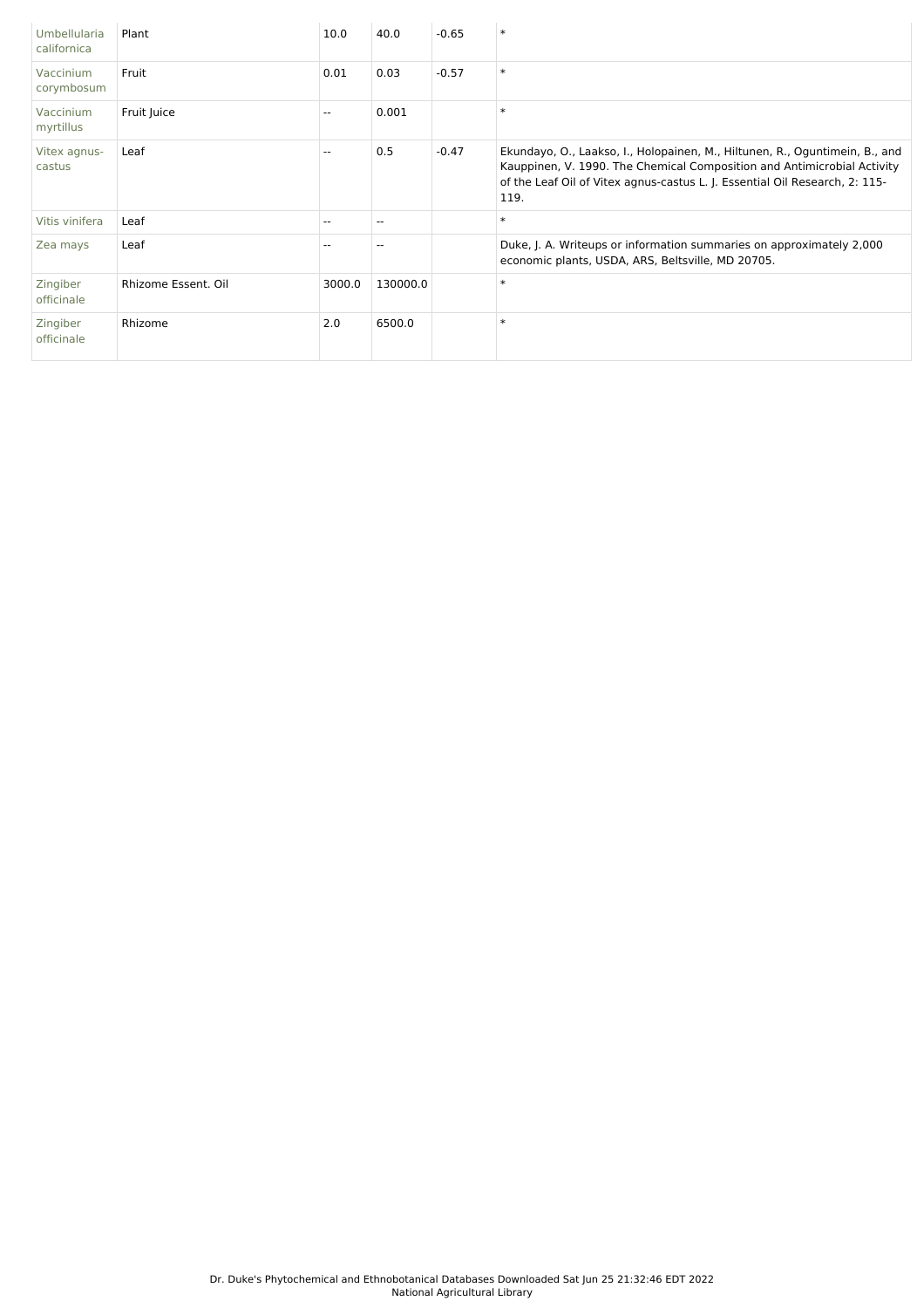| | | | | | |
|---|---|---|---|---|---|
| Umbellularia californica | Plant | 10.0 | 40.0 | -0.65 | * |
| Vaccinium corymbosum | Fruit | 0.01 | 0.03 | -0.57 | * |
| Vaccinium myrtillus | Fruit Juice | -- | 0.001 | | * |
| Vitex agnus-castus | Leaf | -- | 0.5 | -0.47 | Ekundayo, O., Laakso, I., Holopainen, M., Hiltunen, R., Oguntimein, B., and Kauppinen, V. 1990. The Chemical Composition and Antimicrobial Activity of the Leaf Oil of Vitex agnus-castus L. J. Essential Oil Research, 2: 115-119. |
| Vitis vinifera | Leaf | -- | -- | | * |
| Zea mays | Leaf | -- | -- | | Duke, J. A. Writeups or information summaries on approximately 2,000 economic plants, USDA, ARS, Beltsville, MD 20705. |
| Zingiber officinale | Rhizome Essent. Oil | 3000.0 | 130000.0 | | * |
| Zingiber officinale | Rhizome | 2.0 | 6500.0 | | * |